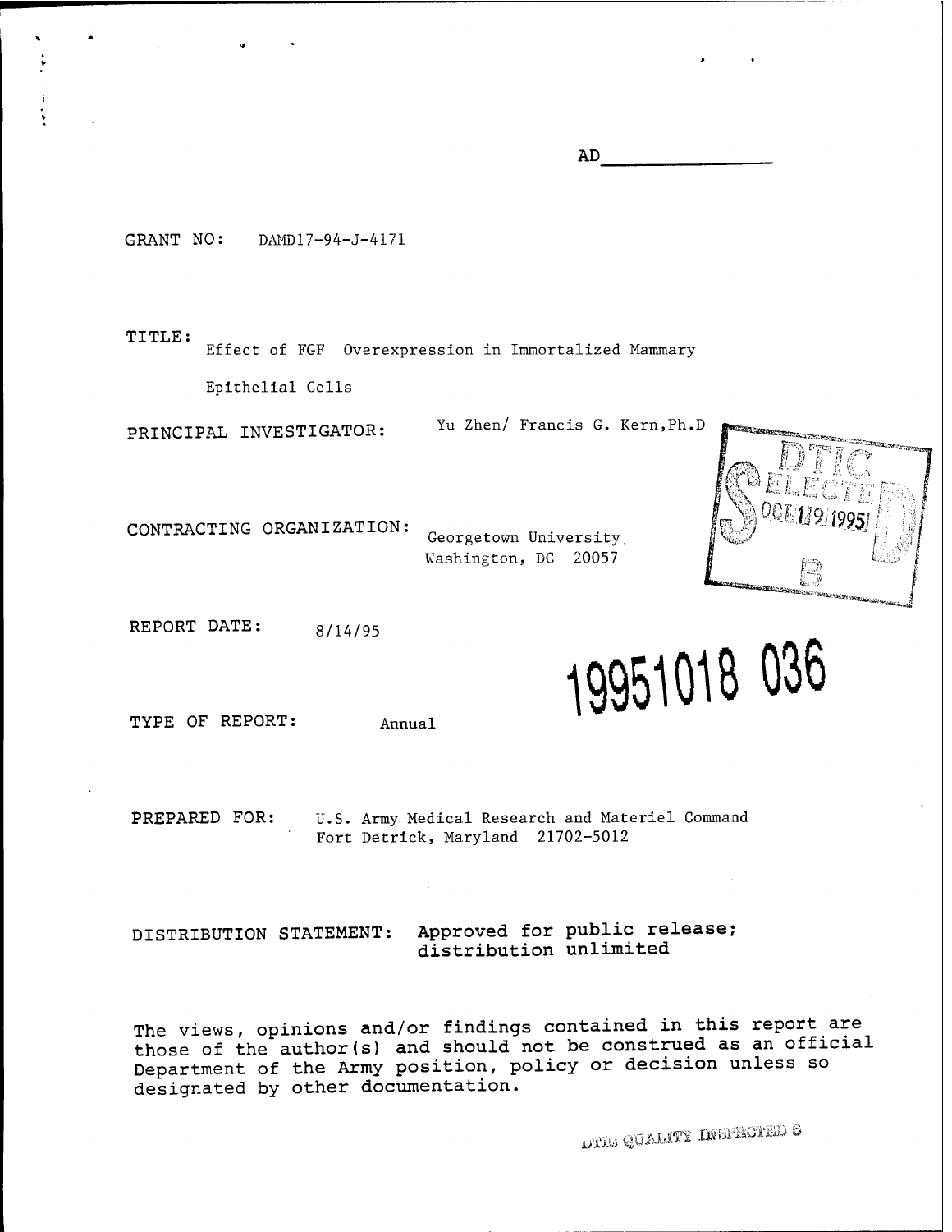AD______________

GRANT NO: DAMD17-94-J-4171

TITLE: Effect of FGF Overexpression in Immortalized Mammary Epithelial Cells

PRINCIPAL INVESTIGATOR: Yu Zhen/ Francis G. Kern, Ph.D

CONTRACTING ORGANIZATION: Georgetown University
Washington, DC 20057

DTIC ELECTE OCT 19 1995 B

REPORT DATE: 8/14/95

19951018 036

TYPE OF REPORT: Annual

PREPARED FOR: U.S. Army Medical Research and Materiel Command
Fort Detrick, Maryland 21702-5012

DISTRIBUTION STATEMENT: Approved for public release; distribution unlimited

The views, opinions and/or findings contained in this report are those of the author(s) and should not be construed as an official Department of the Army position, policy or decision unless so designated by other documentation.

DTIC QUALITY INSPECTED 6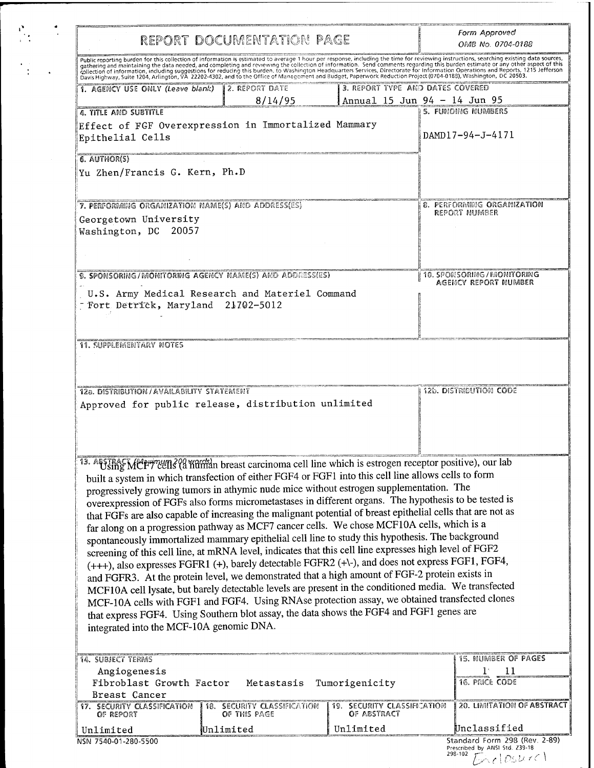# REPORT DOCUMENTATION PAGE

Form Approved
OMB No. 0704-0188

Public reporting burden for this collection of information is estimated to average 1 hour per response, including the time for reviewing instructions, searching existing data sources, gathering and maintaining the data needed, and completing and reviewing the collection of information. Send comments regarding this burden estimate or any other aspect of this collection of information, including suggestions for reducing this burden, to Washington Headquarters Services, Directorate for Information Operations and Reports, 1215 Jefferson Davis Highway, Suite 1204, Arlington, VA 22202-4302, and to the Office of Management and Budget, Paperwork Reduction Project (0704-0188), Washington, DC 20503.

| 1. AGENCY USE ONLY (Leave blank) | 2. REPORT DATE | 3. REPORT TYPE AND DATES COVERED |
|---|---|---|
| | 8/14/95 | Annual 15 Jun 94 - 14 Jun 95 |

**4. TITLE AND SUBTITLE**
Effect of FGF Overexpression in Immortalized Mammary Epithelial Cells

**5. FUNDING NUMBERS**
DAMD17-94-J-4171

**6. AUTHOR(S)**
Yu Zhen/Francis G. Kern, Ph.D

**7. PERFORMING ORGANIZATION NAME(S) AND ADDRESS(ES)**
Georgetown University
Washington, DC 20057

**8. PERFORMING ORGANIZATION REPORT NUMBER**

**9. SPONSORING/MONITORING AGENCY NAME(S) AND ADDRESS(ES)**
U.S. Army Medical Research and Materiel Command
Fort Detrick, Maryland 21702-5012

**10. SPONSORING/MONITORING AGENCY REPORT NUMBER**

**11. SUPPLEMENTARY NOTES**

**12a. DISTRIBUTION / AVAILABILITY STATEMENT**
Approved for public release, distribution unlimited

**12b. DISTRIBUTION CODE**

**13. ABSTRACT (Maximum 200 words)**

Using MCF7 cells (a human breast carcinoma cell line which is estrogen receptor positive), our lab built a system in which transfection of either FGF4 or FGF1 into this cell line allows cells to form progressively growing tumors in athymic nude mice without estrogen supplementation. The overexpression of FGFs also forms micrometastases in different organs. The hypothesis to be tested is that FGFs are also capable of increasing the malignant potential of breast epithelial cells that are not as far along on a progression pathway as MCF7 cancer cells. We chose MCF10A cells, which is a spontaneously immortalized mammary epithelial cell line to study this hypothesis. The background screening of this cell line, at mRNA level, indicates that this cell line expresses high level of FGF2 (+++), also expresses FGFR1 (+), barely detectable FGFR2 (+\-), and does not express FGF1, FGF4, and FGFR3. At the protein level, we demonstrated that a high amount of FGF-2 protein exists in MCF10A cell lysate, but barely detectable levels are present in the conditioned media. We transfected MCF-10A cells with FGF1 and FGF4. Using RNAse protection assay, we obtained transfected clones that express FGF4. Using Southern blot assay, the data shows the FGF4 and FGF1 genes are integrated into the MCF-10A genomic DNA.

**14. SUBJECT TERMS**
Angiogenesis
Fibroblast Growth Factor Metastasis Tumorigenicity
Breast Cancer

**15. NUMBER OF PAGES**
11

**16. PRICE CODE**

| 17. SECURITY CLASSIFICATION OF REPORT | 18. SECURITY CLASSIFICATION OF THIS PAGE | 19. SECURITY CLASSIFICATION OF ABSTRACT | 20. LIMITATION OF ABSTRACT |
|---|---|---|---|
| Unlimited | Unlimited | Unlimited | Unclassified |

NSN 7540-01-280-5500

Standard Form 298 (Rev. 2-89)
Prescribed by ANSI Std. Z39-18
298-102

Enclosure 1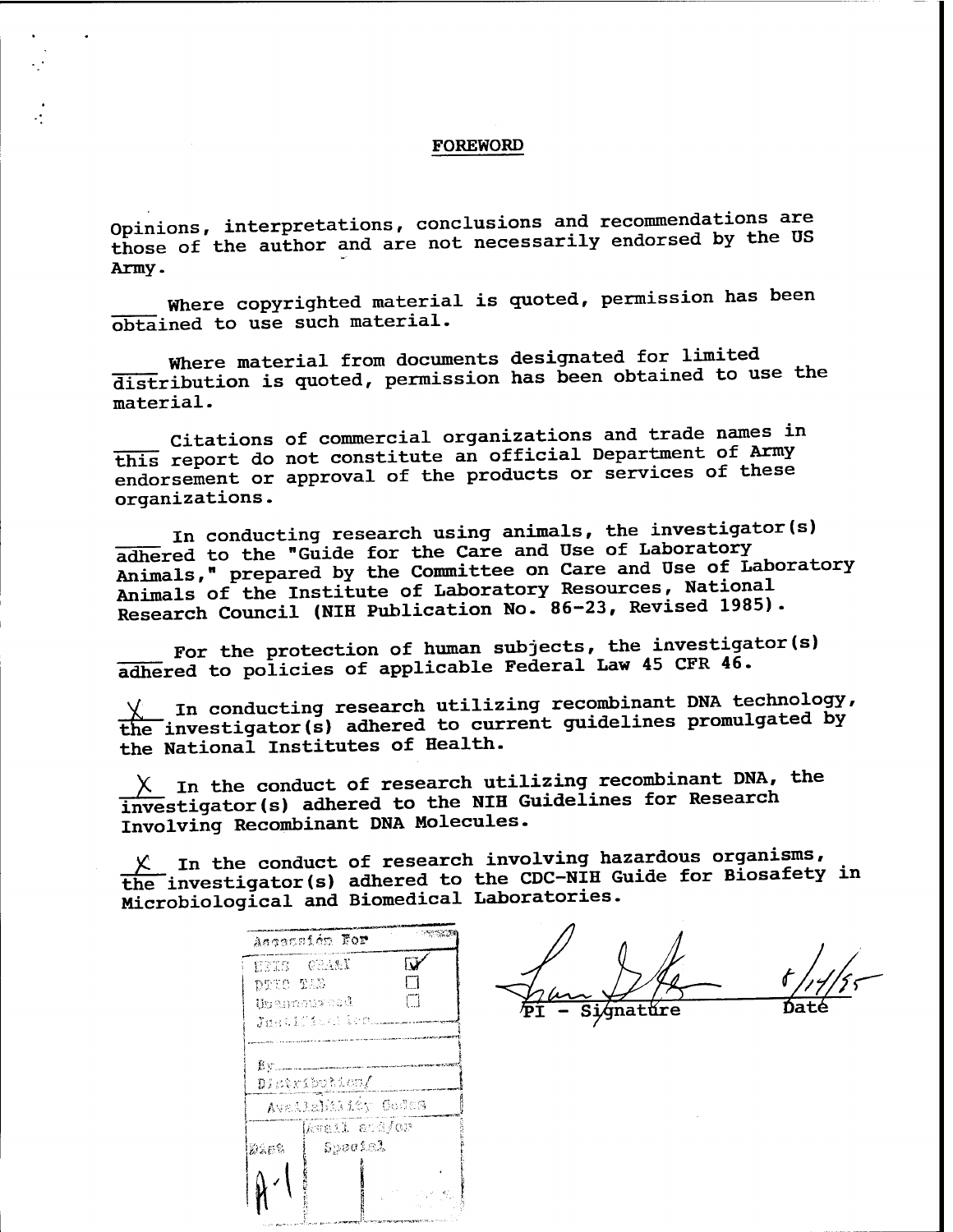## FOREWORD

Opinions, interpretations, conclusions and recommendations are those of the author and are not necessarily endorsed by the US Army.

\_\_\_\_ Where copyrighted material is quoted, permission has been obtained to use such material.

\_\_\_\_ Where material from documents designated for limited distribution is quoted, permission has been obtained to use the material.

\_\_\_\_ Citations of commercial organizations and trade names in this report do not constitute an official Department of Army endorsement or approval of the products or services of these organizations.

\_\_\_\_ In conducting research using animals, the investigator(s) adhered to the "Guide for the Care and Use of Laboratory Animals," prepared by the Committee on Care and Use of Laboratory Animals of the Institute of Laboratory Resources, National Research Council (NIH Publication No. 86-23, Revised 1985).

\_\_\_\_ For the protection of human subjects, the investigator(s) adhered to policies of applicable Federal Law 45 CFR 46.

\_X\_ In conducting research utilizing recombinant DNA technology, the investigator(s) adhered to current guidelines promulgated by the National Institutes of Health.

\_X\_ In the conduct of research utilizing recombinant DNA, the investigator(s) adhered to the NIH Guidelines for Research Involving Recombinant DNA Molecules.

\_X\_ In the conduct of research involving hazardous organisms, the investigator(s) adhered to the CDC-NIH Guide for Biosafety in Microbiological and Biomedical Laboratories.

| Accession For | |
|---|---|
| NTIS GRA&I | ☑ |
| DTIC TAB | ☐ |
| Unannounced | ☐ |
| Justification | |
| By | |
| Distribution/ | |
| Availability Codes | |
| Dist | Avail and/or Special |
| A-1 | |

PI - Signature  Date 6/14/95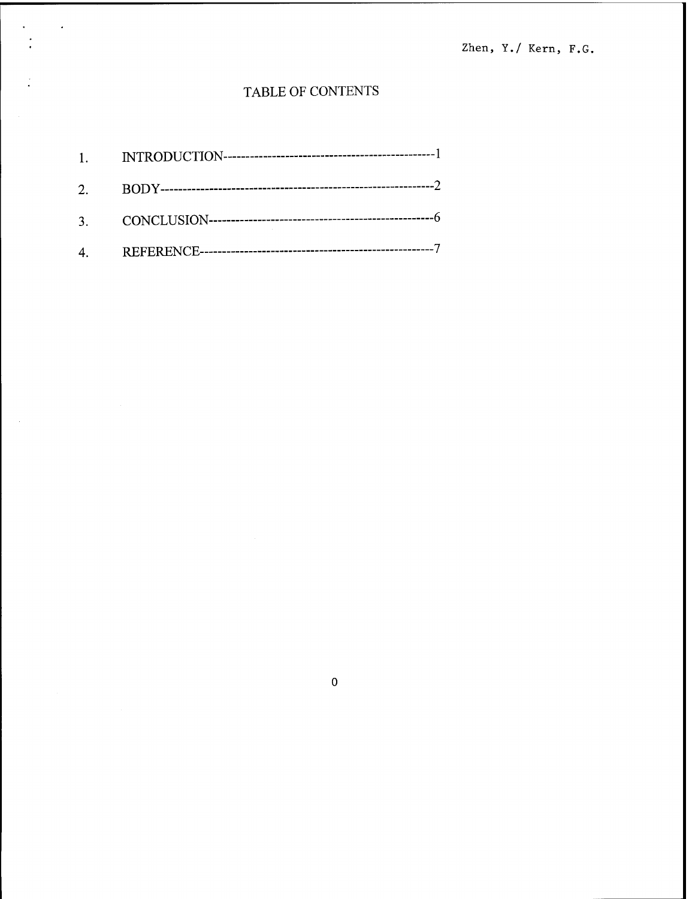# TABLE OF CONTENTS

1. INTRODUCTION------------------------------------------------1
2. BODY-----------------------------------------------------------2
3. CONCLUSION---------------------------------------------------6
4. REFERENCE----------------------------------------------------7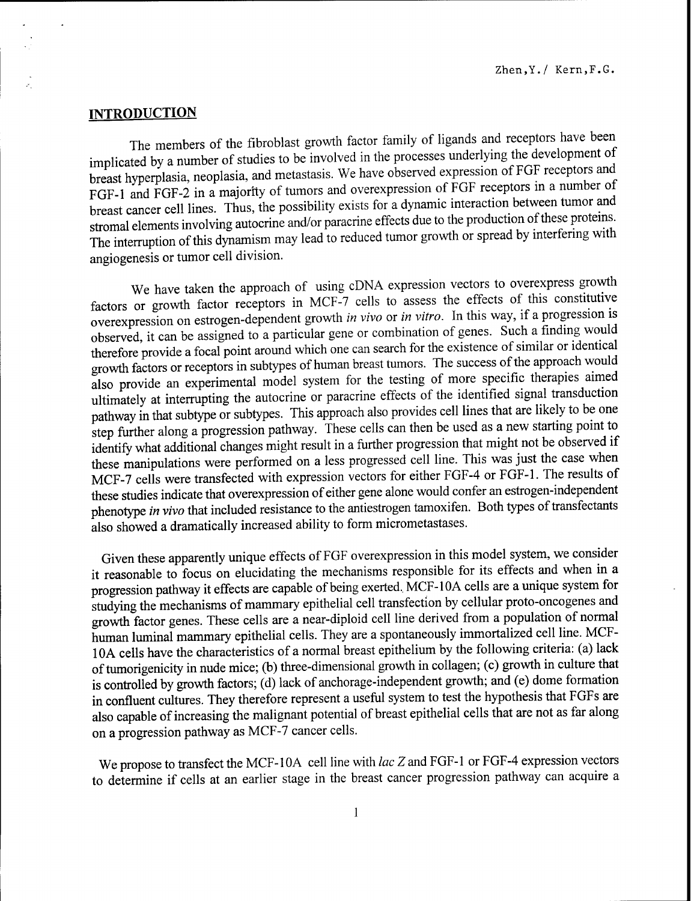## INTRODUCTION

The members of the fibroblast growth factor family of ligands and receptors have been implicated by a number of studies to be involved in the processes underlying the development of breast hyperplasia, neoplasia, and metastasis. We have observed expression of FGF receptors and FGF-1 and FGF-2 in a majority of tumors and overexpression of FGF receptors in a number of breast cancer cell lines. Thus, the possibility exists for a dynamic interaction between tumor and stromal elements involving autocrine and/or paracrine effects due to the production of these proteins. The interruption of this dynamism may lead to reduced tumor growth or spread by interfering with angiogenesis or tumor cell division.

We have taken the approach of using cDNA expression vectors to overexpress growth factors or growth factor receptors in MCF-7 cells to assess the effects of this constitutive overexpression on estrogen-dependent growth *in vivo* or *in vitro*. In this way, if a progression is observed, it can be assigned to a particular gene or combination of genes. Such a finding would therefore provide a focal point around which one can search for the existence of similar or identical growth factors or receptors in subtypes of human breast tumors. The success of the approach would also provide an experimental model system for the testing of more specific therapies aimed ultimately at interrupting the autocrine or paracrine effects of the identified signal transduction pathway in that subtype or subtypes. This approach also provides cell lines that are likely to be one step further along a progression pathway. These cells can then be used as a new starting point to identify what additional changes might result in a further progression that might not be observed if these manipulations were performed on a less progressed cell line. This was just the case when MCF-7 cells were transfected with expression vectors for either FGF-4 or FGF-1. The results of these studies indicate that overexpression of either gene alone would confer an estrogen-independent phenotype *in vivo* that included resistance to the antiestrogen tamoxifen. Both types of transfectants also showed a dramatically increased ability to form micrometastases.

Given these apparently unique effects of FGF overexpression in this model system, we consider it reasonable to focus on elucidating the mechanisms responsible for its effects and when in a progression pathway it effects are capable of being exerted. MCF-10A cells are a unique system for studying the mechanisms of mammary epithelial cell transfection by cellular proto-oncogenes and growth factor genes. These cells are a near-diploid cell line derived from a population of normal human luminal mammary epithelial cells. They are a spontaneously immortalized cell line. MCF-10A cells have the characteristics of a normal breast epithelium by the following criteria: (a) lack of tumorigenicity in nude mice; (b) three-dimensional growth in collagen; (c) growth in culture that is controlled by growth factors; (d) lack of anchorage-independent growth; and (e) dome formation in confluent cultures. They therefore represent a useful system to test the hypothesis that FGFs are also capable of increasing the malignant potential of breast epithelial cells that are not as far along on a progression pathway as MCF-7 cancer cells.

We propose to transfect the MCF-10A cell line with *lac Z* and FGF-1 or FGF-4 expression vectors to determine if cells at an earlier stage in the breast cancer progression pathway can acquire a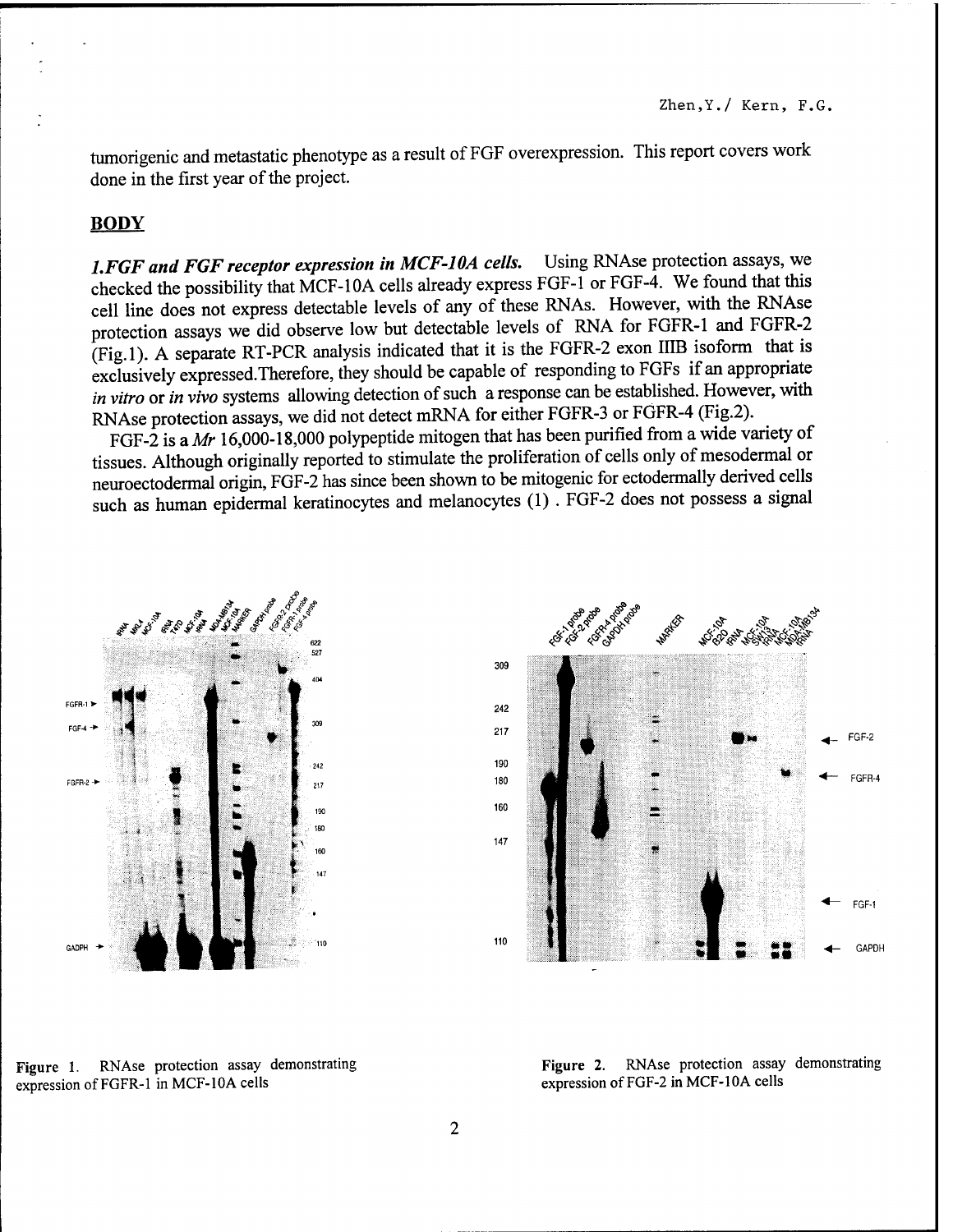tumorigenic and metastatic phenotype as a result of FGF overexpression. This report covers work done in the first year of the project.

## BODY

***1.FGF and FGF receptor expression in MCF-10A cells.*** Using RNAse protection assays, we checked the possibility that MCF-10A cells already express FGF-1 or FGF-4. We found that this cell line does not express detectable levels of any of these RNAs. However, with the RNAse protection assays we did observe low but detectable levels of RNA for FGFR-1 and FGFR-2 (Fig.1). A separate RT-PCR analysis indicated that it is the FGFR-2 exon IIIB isoform that is exclusively expressed.Therefore, they should be capable of responding to FGFs if an appropriate *in vitro* or *in vivo* systems allowing detection of such a response can be established. However, with RNAse protection assays, we did not detect mRNA for either FGFR-3 or FGFR-4 (Fig.2).

FGF-2 is a *Mr* 16,000-18,000 polypeptide mitogen that has been purified from a wide variety of tissues. Although originally reported to stimulate the proliferation of cells only of mesodermal or neuroectodermal origin, FGF-2 has since been shown to be mitogenic for ectodermally derived cells such as human epidermal keratinocytes and melanocytes (1) . FGF-2 does not possess a signal

**Figure 1.** RNAse protection assay demonstrating expression of FGFR-1 in MCF-10A cells

**Figure 2.** RNAse protection assay demonstrating expression of FGF-2 in MCF-10A cells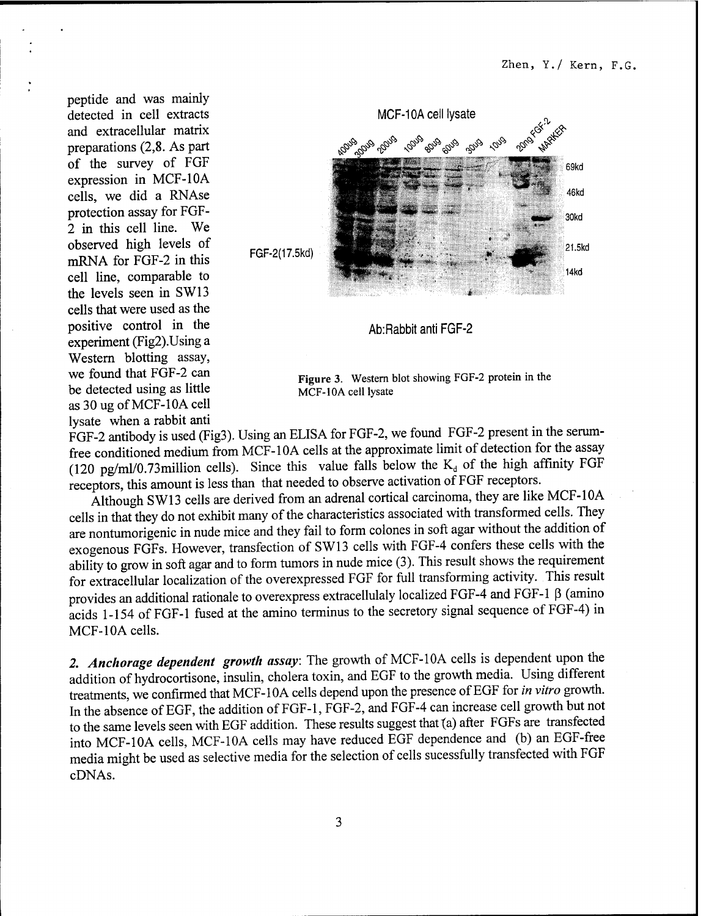peptide and was mainly detected in cell extracts and extracellular matrix preparations (2,8. As part of the survey of FGF expression in MCF-10A cells, we did a RNAse protection assay for FGF-2 in this cell line. We observed high levels of mRNA for FGF-2 in this cell line, comparable to the levels seen in SW13 cells that were used as the positive control in the experiment (Fig2).Using a Western blotting assay, we found that FGF-2 can be detected using as little as 30 ug of MCF-10A cell lysate when a rabbit anti FGF-2 antibody is used (Fig3). Using an ELISA for FGF-2, we found FGF-2 present in the serum-free conditioned medium from MCF-10A cells at the approximate limit of detection for the assay (120 pg/ml/0.73million cells). Since this value falls below the $K_d$ of the high affinity FGF receptors, this amount is less than that needed to observe activation of FGF receptors.

**Figure 3.** Western blot showing FGF-2 protein in the MCF-10A cell lysate

Although SW13 cells are derived from an adrenal cortical carcinoma, they are like MCF-10A cells in that they do not exhibit many of the characteristics associated with transformed cells. They are nontumorigenic in nude mice and they fail to form colones in soft agar without the addition of exogenous FGFs. However, transfection of SW13 cells with FGF-4 confers these cells with the ability to grow in soft agar and to form tumors in nude mice (3). This result shows the requirement for extracellular localization of the overexpressed FGF for full transforming activity. This result provides an additional rationale to overexpress extracellulaly localized FGF-4 and FGF-1 β (amino acids 1-154 of FGF-1 fused at the amino terminus to the secretory signal sequence of FGF-4) in MCF-10A cells.

***2. Anchorage dependent growth assay***: The growth of MCF-10A cells is dependent upon the addition of hydrocortisone, insulin, cholera toxin, and EGF to the growth media. Using different treatments, we confirmed that MCF-10A cells depend upon the presence of EGF for *in vitro* growth. In the absence of EGF, the addition of FGF-1, FGF-2, and FGF-4 can increase cell growth but not to the same levels seen with EGF addition. These results suggest that (a) after FGFs are transfected into MCF-10A cells, MCF-10A cells may have reduced EGF dependence and (b) an EGF-free media might be used as selective media for the selection of cells sucessfully transfected with FGF cDNAs.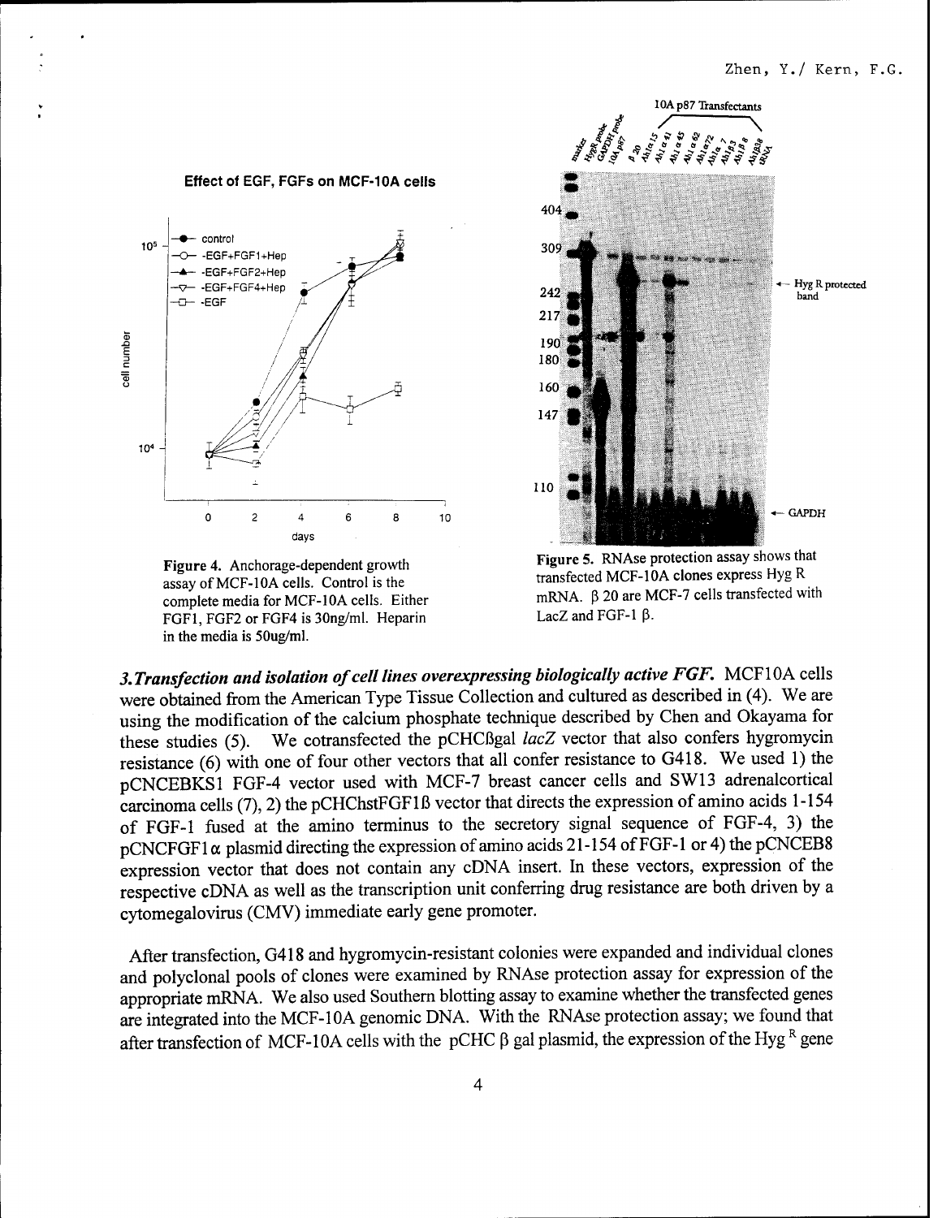**Figure 4.** Anchorage-dependent growth assay of MCF-10A cells. Control is the complete media for MCF-10A cells. Either FGF1, FGF2 or FGF4 is 30ng/ml. Heparin in the media is 50ug/ml.

**Figure 5.** RNAse protection assay shows that transfected MCF-10A clones express Hyg R mRNA. β 20 are MCF-7 cells transfected with LacZ and FGF-1 β.

***3. Transfection and isolation of cell lines overexpressing biologically active FGF.*** MCF10A cells were obtained from the American Type Tissue Collection and cultured as described in (4). We are using the modification of the calcium phosphate technique described by Chen and Okayama for these studies (5). We cotransfected the pCHCßgal *lacZ* vector that also confers hygromycin resistance (6) with one of four other vectors that all confer resistance to G418. We used 1) the pCNCEBKS1 FGF-4 vector used with MCF-7 breast cancer cells and SW13 adrenalcortical carcinoma cells (7), 2) the pCHChstFGF1ß vector that directs the expression of amino acids 1-154 of FGF-1 fused at the amino terminus to the secretory signal sequence of FGF-4, 3) the pCNCFGF1α plasmid directing the expression of amino acids 21-154 of FGF-1 or 4) the pCNCEB8 expression vector that does not contain any cDNA insert. In these vectors, expression of the respective cDNA as well as the transcription unit conferring drug resistance are both driven by a cytomegalovirus (CMV) immediate early gene promoter.

After transfection, G418 and hygromycin-resistant colonies were expanded and individual clones and polyclonal pools of clones were examined by RNAse protection assay for expression of the appropriate mRNA. We also used Southern blotting assay to examine whether the transfected genes are integrated into the MCF-10A genomic DNA. With the RNAse protection assay; we found that after transfection of MCF-10A cells with the pCHC β gal plasmid, the expression of the Hyg $^{R}$ gene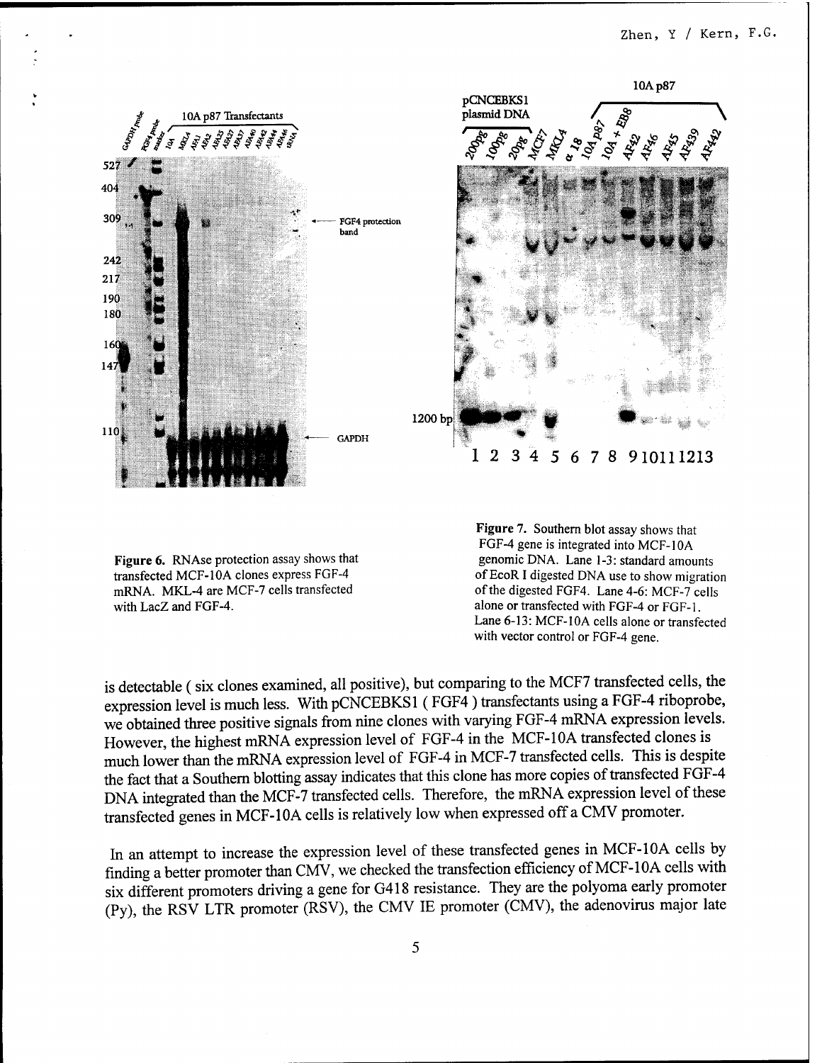**Figure 6.** RNAse protection assay shows that transfected MCF-10A clones express FGF-4 mRNA. MKL-4 are MCF-7 cells transfected with LacZ and FGF-4.

**Figure 7.** Southern blot assay shows that FGF-4 gene is integrated into MCF-10A genomic DNA. Lane 1-3: standard amounts of EcoR I digested DNA use to show migration of the digested FGF4. Lane 4-6: MCF-7 cells alone or transfected with FGF-4 or FGF-1. Lane 6-13: MCF-10A cells alone or transfected with vector control or FGF-4 gene.

is detectable ( six clones examined, all positive), but comparing to the MCF7 transfected cells, the expression level is much less. With pCNCEBKS1 ( FGF4 ) transfectants using a FGF-4 riboprobe, we obtained three positive signals from nine clones with varying FGF-4 mRNA expression levels. However, the highest mRNA expression level of FGF-4 in the MCF-10A transfected clones is much lower than the mRNA expression level of FGF-4 in MCF-7 transfected cells. This is despite the fact that a Southern blotting assay indicates that this clone has more copies of transfected FGF-4 DNA integrated than the MCF-7 transfected cells. Therefore, the mRNA expression level of these transfected genes in MCF-10A cells is relatively low when expressed off a CMV promoter.

In an attempt to increase the expression level of these transfected genes in MCF-10A cells by finding a better promoter than CMV, we checked the transfection efficiency of MCF-10A cells with six different promoters driving a gene for G418 resistance. They are the polyoma early promoter (Py), the RSV LTR promoter (RSV), the CMV IE promoter (CMV), the adenovirus major late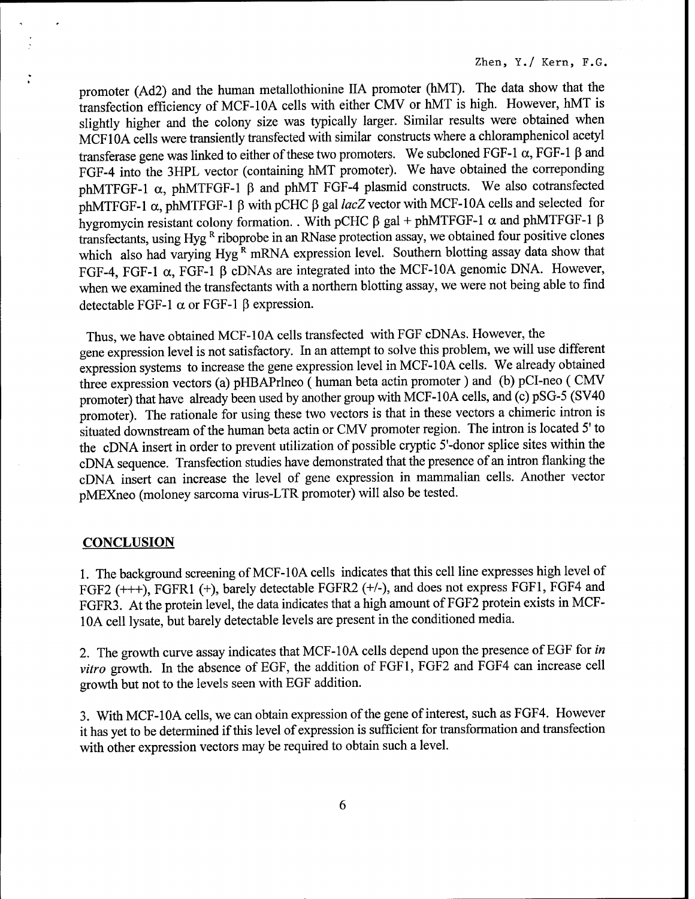promoter (Ad2) and the human metallothionine IIA promoter (hMT). The data show that the transfection efficiency of MCF-10A cells with either CMV or hMT is high. However, hMT is slightly higher and the colony size was typically larger. Similar results were obtained when MCF10A cells were transiently transfected with similar constructs where a chloramphenicol acetyl transferase gene was linked to either of these two promoters. We subcloned FGF-1 α, FGF-1 β and FGF-4 into the 3HPL vector (containing hMT promoter). We have obtained the correponding phMTFGF-1 α, phMTFGF-1 β and phMT FGF-4 plasmid constructs. We also cotransfected phMTFGF-1 α, phMTFGF-1 β with pCHC β gal *lacZ* vector with MCF-10A cells and selected for hygromycin resistant colony formation. . With pCHC β gal + phMTFGF-1 α and phMTFGF-1 β transfectants, using Hyg $^R$ riboprobe in an RNase protection assay, we obtained four positive clones which also had varying Hyg $^R$ mRNA expression level. Southern blotting assay data show that FGF-4, FGF-1 α, FGF-1 β cDNAs are integrated into the MCF-10A genomic DNA. However, when we examined the transfectants with a northern blotting assay, we were not being able to find detectable FGF-1 α or FGF-1 β expression.

Thus, we have obtained MCF-10A cells transfected with FGF cDNAs. However, the gene expression level is not satisfactory. In an attempt to solve this problem, we will use different expression systems to increase the gene expression level in MCF-10A cells. We already obtained three expression vectors (a) pHBAPrlneo ( human beta actin promoter ) and (b) pCI-neo ( CMV promoter) that have already been used by another group with MCF-10A cells, and (c) pSG-5 (SV40 promoter). The rationale for using these two vectors is that in these vectors a chimeric intron is situated downstream of the human beta actin or CMV promoter region. The intron is located 5' to the cDNA insert in order to prevent utilization of possible cryptic 5'-donor splice sites within the cDNA sequence. Transfection studies have demonstrated that the presence of an intron flanking the cDNA insert can increase the level of gene expression in mammalian cells. Another vector pMEXneo (moloney sarcoma virus-LTR promoter) will also be tested.

## CONCLUSION

1. The background screening of MCF-10A cells indicates that this cell line expresses high level of FGF2 (+++), FGFR1 (+), barely detectable FGFR2 (+/-), and does not express FGF1, FGF4 and FGFR3. At the protein level, the data indicates that a high amount of FGF2 protein exists in MCF-10A cell lysate, but barely detectable levels are present in the conditioned media.

2. The growth curve assay indicates that MCF-10A cells depend upon the presence of EGF for *in vitro* growth. In the absence of EGF, the addition of FGF1, FGF2 and FGF4 can increase cell growth but not to the levels seen with EGF addition.

3. With MCF-10A cells, we can obtain expression of the gene of interest, such as FGF4. However it has yet to be determined if this level of expression is sufficient for transformation and transfection with other expression vectors may be required to obtain such a level.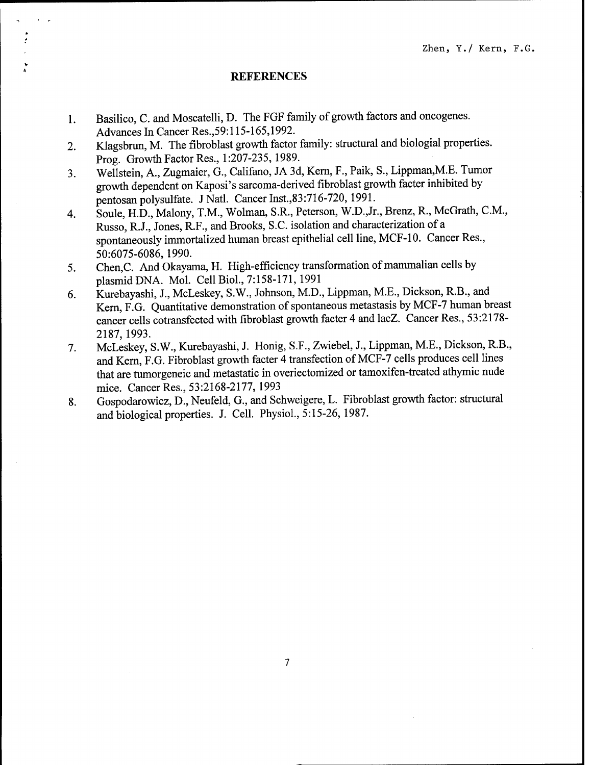## REFERENCES

1. Basilico, C. and Moscatelli, D. The FGF family of growth factors and oncogenes. Advances In Cancer Res.,59:115-165,1992.
2. Klagsbrun, M. The fibroblast growth factor family: structural and biologial properties. Prog. Growth Factor Res., 1:207-235, 1989.
3. Wellstein, A., Zugmaier, G., Califano, JA 3d, Kern, F., Paik, S., Lippman,M.E. Tumor growth dependent on Kaposi's sarcoma-derived fibroblast growth facter inhibited by pentosan polysulfate. J Natl. Cancer Inst.,83:716-720, 1991.
4. Soule, H.D., Malony, T.M., Wolman, S.R., Peterson, W.D.,Jr., Brenz, R., McGrath, C.M., Russo, R.J., Jones, R.F., and Brooks, S.C. isolation and characterization of a spontaneously immortalized human breast epithelial cell line, MCF-10. Cancer Res., 50:6075-6086, 1990.
5. Chen,C. And Okayama, H. High-efficiency transformation of mammalian cells by plasmid DNA. Mol. Cell Biol., 7:158-171, 1991
6. Kurebayashi, J., McLeskey, S.W., Johnson, M.D., Lippman, M.E., Dickson, R.B., and Kern, F.G. Quantitative demonstration of spontaneous metastasis by MCF-7 human breast cancer cells cotransfected with fibroblast growth facter 4 and lacZ. Cancer Res., 53:2178-2187, 1993.
7. McLeskey, S.W., Kurebayashi, J. Honig, S.F., Zwiebel, J., Lippman, M.E., Dickson, R.B., and Kern, F.G. Fibroblast growth facter 4 transfection of MCF-7 cells produces cell lines that are tumorgeneic and metastatic in overiectomized or tamoxifen-treated athymic nude mice. Cancer Res., 53:2168-2177, 1993
8. Gospodarowicz, D., Neufeld, G., and Schweigere, L. Fibroblast growth factor: structural and biological properties. J. Cell. Physiol., 5:15-26, 1987.